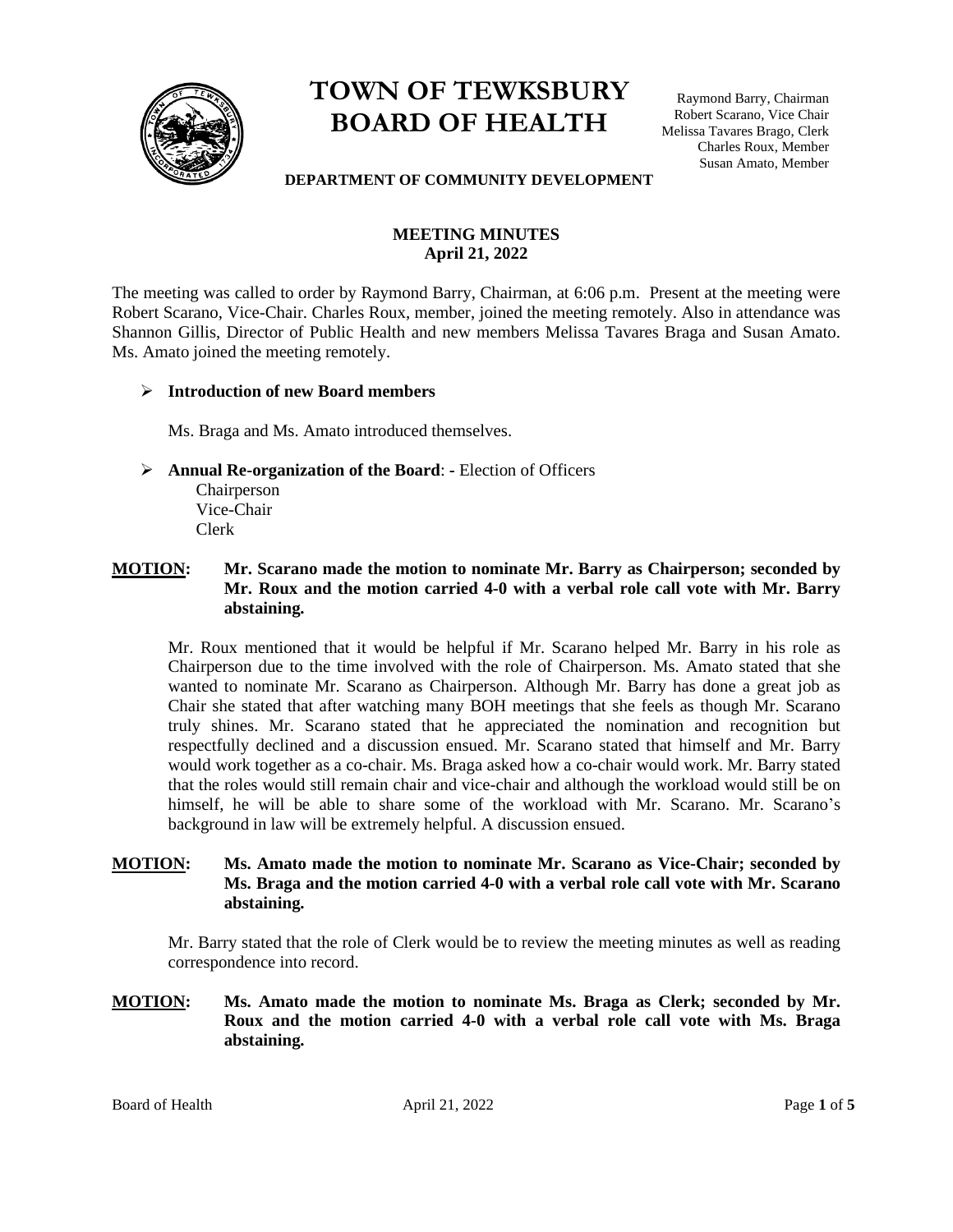# TOWN OF TEWKSBURY BOARD OF HEALTH

Raymond Barry, Chairman
Robert Scarano, Vice Chair
Melissa Tavares Brago, Clerk
Charles Roux, Member
Susan Amato, Member

**DEPARTMENT OF COMMUNITY DEVELOPMENT**

## MEETING MINUTES
## April 21, 2022

The meeting was called to order by Raymond Barry, Chairman, at 6:06 p.m. Present at the meeting were Robert Scarano, Vice-Chair. Charles Roux, member, joined the meeting remotely. Also in attendance was Shannon Gillis, Director of Public Health and new members Melissa Tavares Braga and Susan Amato. Ms. Amato joined the meeting remotely.

- **Introduction of new Board members**

  Ms. Braga and Ms. Amato introduced themselves.

- **Annual Re-organization of the Board**: - Election of Officers
  Chairperson
  Vice-Chair
  Clerk

**MOTION: Mr. Scarano made the motion to nominate Mr. Barry as Chairperson; seconded by Mr. Roux and the motion carried 4-0 with a verbal role call vote with Mr. Barry abstaining.**

Mr. Roux mentioned that it would be helpful if Mr. Scarano helped Mr. Barry in his role as Chairperson due to the time involved with the role of Chairperson. Ms. Amato stated that she wanted to nominate Mr. Scarano as Chairperson. Although Mr. Barry has done a great job as Chair she stated that after watching many BOH meetings that she feels as though Mr. Scarano truly shines. Mr. Scarano stated that he appreciated the nomination and recognition but respectfully declined and a discussion ensued. Mr. Scarano stated that himself and Mr. Barry would work together as a co-chair. Ms. Braga asked how a co-chair would work. Mr. Barry stated that the roles would still remain chair and vice-chair and although the workload would still be on himself, he will be able to share some of the workload with Mr. Scarano. Mr. Scarano's background in law will be extremely helpful. A discussion ensued.

**MOTION: Ms. Amato made the motion to nominate Mr. Scarano as Vice-Chair; seconded by Ms. Braga and the motion carried 4-0 with a verbal role call vote with Mr. Scarano abstaining.**

Mr. Barry stated that the role of Clerk would be to review the meeting minutes as well as reading correspondence into record.

**MOTION: Ms. Amato made the motion to nominate Ms. Braga as Clerk; seconded by Mr. Roux and the motion carried 4-0 with a verbal role call vote with Ms. Braga abstaining.**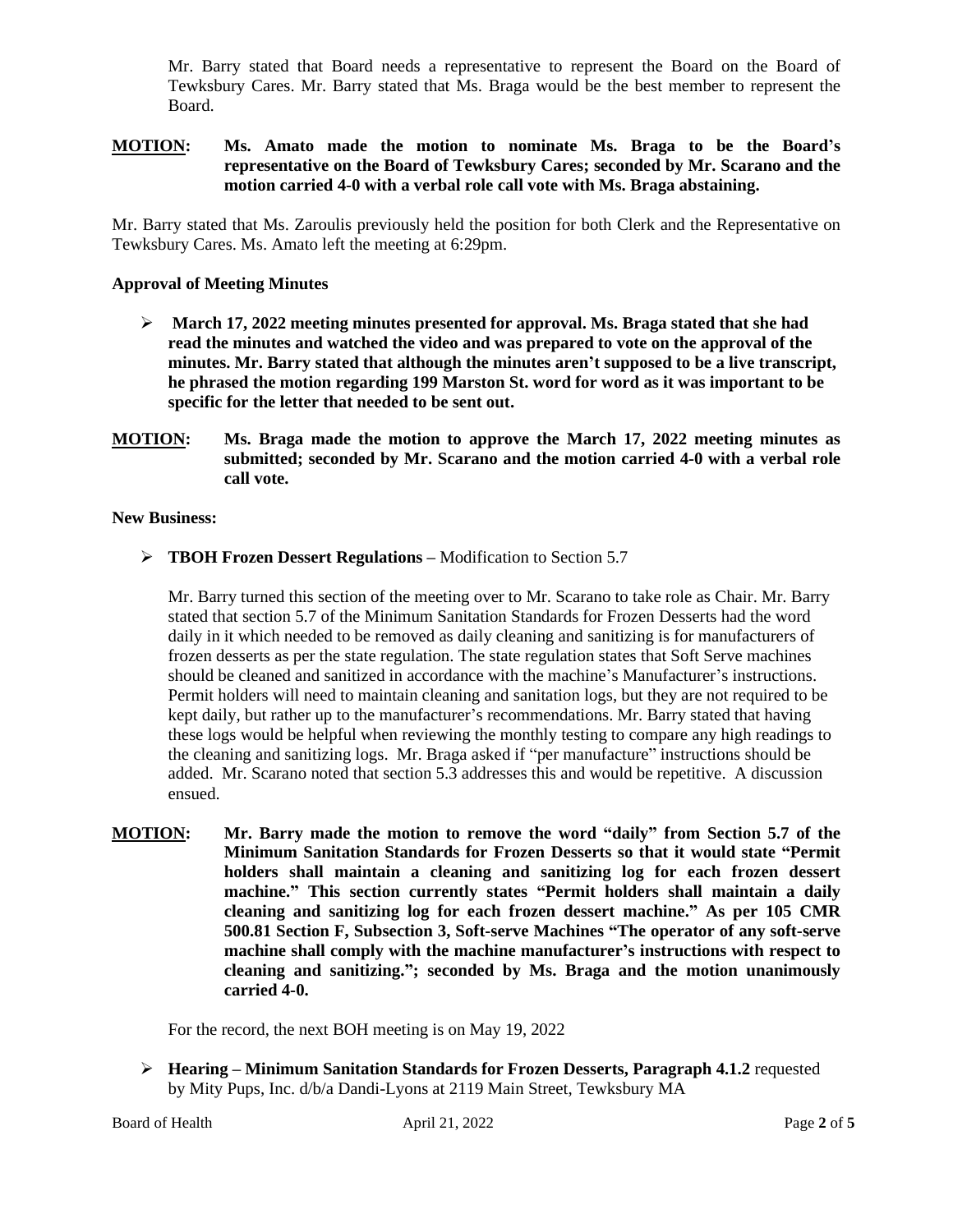Mr. Barry stated that Board needs a representative to represent the Board on the Board of Tewksbury Cares. Mr. Barry stated that Ms. Braga would be the best member to represent the Board.

**MOTION: Ms. Amato made the motion to nominate Ms. Braga to be the Board's representative on the Board of Tewksbury Cares; seconded by Mr. Scarano and the motion carried 4-0 with a verbal role call vote with Ms. Braga abstaining.**

Mr. Barry stated that Ms. Zaroulis previously held the position for both Clerk and the Representative on Tewksbury Cares. Ms. Amato left the meeting at 6:29pm.

**Approval of Meeting Minutes**

- **March 17, 2022 meeting minutes presented for approval. Ms. Braga stated that she had read the minutes and watched the video and was prepared to vote on the approval of the minutes. Mr. Barry stated that although the minutes aren't supposed to be a live transcript, he phrased the motion regarding 199 Marston St. word for word as it was important to be specific for the letter that needed to be sent out.**

**MOTION: Ms. Braga made the motion to approve the March 17, 2022 meeting minutes as submitted; seconded by Mr. Scarano and the motion carried 4-0 with a verbal role call vote.**

**New Business:**

- **TBOH Frozen Dessert Regulations –** Modification to Section 5.7

  Mr. Barry turned this section of the meeting over to Mr. Scarano to take role as Chair. Mr. Barry stated that section 5.7 of the Minimum Sanitation Standards for Frozen Desserts had the word daily in it which needed to be removed as daily cleaning and sanitizing is for manufacturers of frozen desserts as per the state regulation. The state regulation states that Soft Serve machines should be cleaned and sanitized in accordance with the machine's Manufacturer's instructions. Permit holders will need to maintain cleaning and sanitation logs, but they are not required to be kept daily, but rather up to the manufacturer's recommendations. Mr. Barry stated that having these logs would be helpful when reviewing the monthly testing to compare any high readings to the cleaning and sanitizing logs. Mr. Braga asked if "per manufacture" instructions should be added. Mr. Scarano noted that section 5.3 addresses this and would be repetitive. A discussion ensued.

**MOTION: Mr. Barry made the motion to remove the word "daily" from Section 5.7 of the Minimum Sanitation Standards for Frozen Desserts so that it would state "Permit holders shall maintain a cleaning and sanitizing log for each frozen dessert machine." This section currently states "Permit holders shall maintain a daily cleaning and sanitizing log for each frozen dessert machine." As per 105 CMR 500.81 Section F, Subsection 3, Soft-serve Machines "The operator of any soft-serve machine shall comply with the machine manufacturer's instructions with respect to cleaning and sanitizing."; seconded by Ms. Braga and the motion unanimously carried 4-0.**

For the record, the next BOH meeting is on May 19, 2022

- **Hearing – Minimum Sanitation Standards for Frozen Desserts, Paragraph 4.1.2** requested by Mity Pups, Inc. d/b/a Dandi-Lyons at 2119 Main Street, Tewksbury MA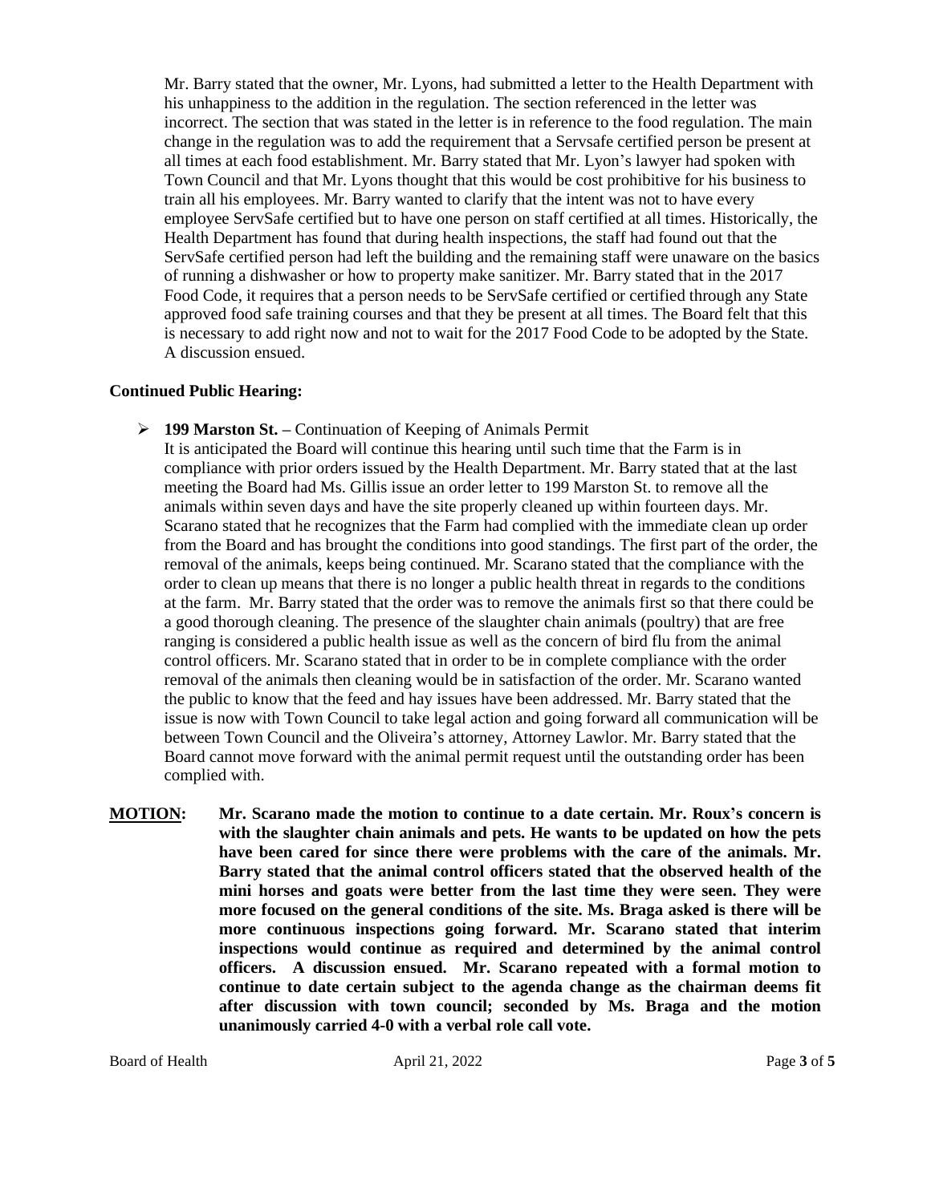Mr. Barry stated that the owner, Mr. Lyons, had submitted a letter to the Health Department with his unhappiness to the addition in the regulation. The section referenced in the letter was incorrect. The section that was stated in the letter is in reference to the food regulation. The main change in the regulation was to add the requirement that a Servsafe certified person be present at all times at each food establishment. Mr. Barry stated that Mr. Lyon's lawyer had spoken with Town Council and that Mr. Lyons thought that this would be cost prohibitive for his business to train all his employees. Mr. Barry wanted to clarify that the intent was not to have every employee ServSafe certified but to have one person on staff certified at all times. Historically, the Health Department has found that during health inspections, the staff had found out that the ServSafe certified person had left the building and the remaining staff were unaware on the basics of running a dishwasher or how to property make sanitizer. Mr. Barry stated that in the 2017 Food Code, it requires that a person needs to be ServSafe certified or certified through any State approved food safe training courses and that they be present at all times. The Board felt that this is necessary to add right now and not to wait for the 2017 Food Code to be adopted by the State. A discussion ensued.

**Continued Public Hearing:**

- **199 Marston St. –** Continuation of Keeping of Animals Permit
  It is anticipated the Board will continue this hearing until such time that the Farm is in compliance with prior orders issued by the Health Department. Mr. Barry stated that at the last meeting the Board had Ms. Gillis issue an order letter to 199 Marston St. to remove all the animals within seven days and have the site properly cleaned up within fourteen days. Mr. Scarano stated that he recognizes that the Farm had complied with the immediate clean up order from the Board and has brought the conditions into good standings. The first part of the order, the removal of the animals, keeps being continued. Mr. Scarano stated that the compliance with the order to clean up means that there is no longer a public health threat in regards to the conditions at the farm. Mr. Barry stated that the order was to remove the animals first so that there could be a good thorough cleaning. The presence of the slaughter chain animals (poultry) that are free ranging is considered a public health issue as well as the concern of bird flu from the animal control officers. Mr. Scarano stated that in order to be in complete compliance with the order removal of the animals then cleaning would be in satisfaction of the order. Mr. Scarano wanted the public to know that the feed and hay issues have been addressed. Mr. Barry stated that the issue is now with Town Council to take legal action and going forward all communication will be between Town Council and the Oliveira's attorney, Attorney Lawlor. Mr. Barry stated that the Board cannot move forward with the animal permit request until the outstanding order has been complied with.

**<u>MOTION</u>: Mr. Scarano made the motion to continue to a date certain. Mr. Roux's concern is with the slaughter chain animals and pets. He wants to be updated on how the pets have been cared for since there were problems with the care of the animals. Mr. Barry stated that the animal control officers stated that the observed health of the mini horses and goats were better from the last time they were seen. They were more focused on the general conditions of the site. Ms. Braga asked is there will be more continuous inspections going forward. Mr. Scarano stated that interim inspections would continue as required and determined by the animal control officers. A discussion ensued. Mr. Scarano repeated with a formal motion to continue to date certain subject to the agenda change as the chairman deems fit after discussion with town council; seconded by Ms. Braga and the motion unanimously carried 4-0 with a verbal role call vote.**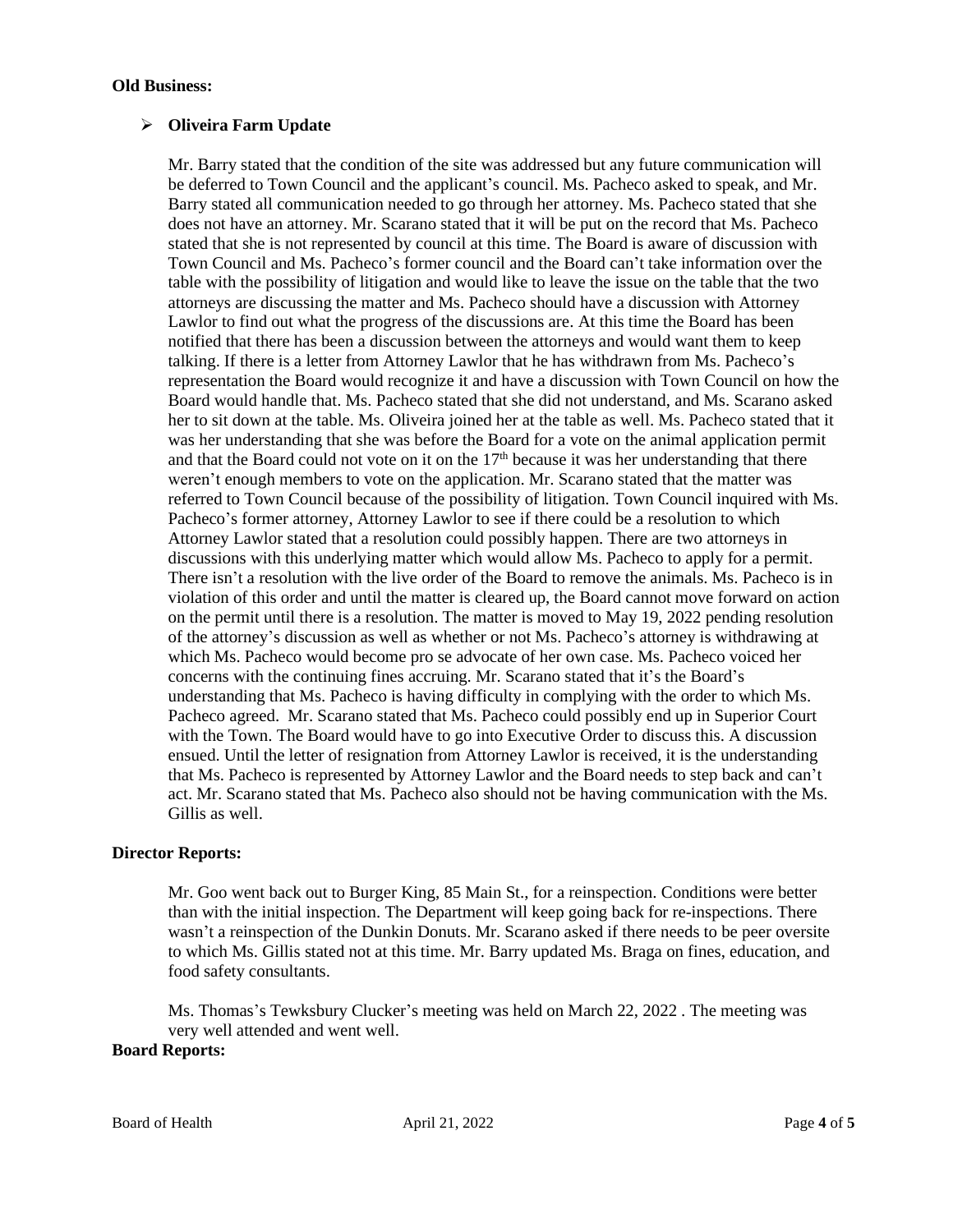**Old Business:**

- **Oliveira Farm Update**

  Mr. Barry stated that the condition of the site was addressed but any future communication will be deferred to Town Council and the applicant's council. Ms. Pacheco asked to speak, and Mr. Barry stated all communication needed to go through her attorney. Ms. Pacheco stated that she does not have an attorney. Mr. Scarano stated that it will be put on the record that Ms. Pacheco stated that she is not represented by council at this time. The Board is aware of discussion with Town Council and Ms. Pacheco's former council and the Board can't take information over the table with the possibility of litigation and would like to leave the issue on the table that the two attorneys are discussing the matter and Ms. Pacheco should have a discussion with Attorney Lawlor to find out what the progress of the discussions are. At this time the Board has been notified that there has been a discussion between the attorneys and would want them to keep talking. If there is a letter from Attorney Lawlor that he has withdrawn from Ms. Pacheco's representation the Board would recognize it and have a discussion with Town Council on how the Board would handle that. Ms. Pacheco stated that she did not understand, and Ms. Scarano asked her to sit down at the table. Ms. Oliveira joined her at the table as well. Ms. Pacheco stated that it was her understanding that she was before the Board for a vote on the animal application permit and that the Board could not vote on it on the 17th because it was her understanding that there weren't enough members to vote on the application. Mr. Scarano stated that the matter was referred to Town Council because of the possibility of litigation. Town Council inquired with Ms. Pacheco's former attorney, Attorney Lawlor to see if there could be a resolution to which Attorney Lawlor stated that a resolution could possibly happen. There are two attorneys in discussions with this underlying matter which would allow Ms. Pacheco to apply for a permit. There isn't a resolution with the live order of the Board to remove the animals. Ms. Pacheco is in violation of this order and until the matter is cleared up, the Board cannot move forward on action on the permit until there is a resolution. The matter is moved to May 19, 2022 pending resolution of the attorney's discussion as well as whether or not Ms. Pacheco's attorney is withdrawing at which Ms. Pacheco would become pro se advocate of her own case. Ms. Pacheco voiced her concerns with the continuing fines accruing. Mr. Scarano stated that it's the Board's understanding that Ms. Pacheco is having difficulty in complying with the order to which Ms. Pacheco agreed. Mr. Scarano stated that Ms. Pacheco could possibly end up in Superior Court with the Town. The Board would have to go into Executive Order to discuss this. A discussion ensued. Until the letter of resignation from Attorney Lawlor is received, it is the understanding that Ms. Pacheco is represented by Attorney Lawlor and the Board needs to step back and can't act. Mr. Scarano stated that Ms. Pacheco also should not be having communication with the Ms. Gillis as well.

**Director Reports:**

Mr. Goo went back out to Burger King, 85 Main St., for a reinspection. Conditions were better than with the initial inspection. The Department will keep going back for re-inspections. There wasn't a reinspection of the Dunkin Donuts. Mr. Scarano asked if there needs to be peer oversite to which Ms. Gillis stated not at this time. Mr. Barry updated Ms. Braga on fines, education, and food safety consultants.

Ms. Thomas's Tewksbury Clucker's meeting was held on March 22, 2022 . The meeting was very well attended and went well.

**Board Reports:**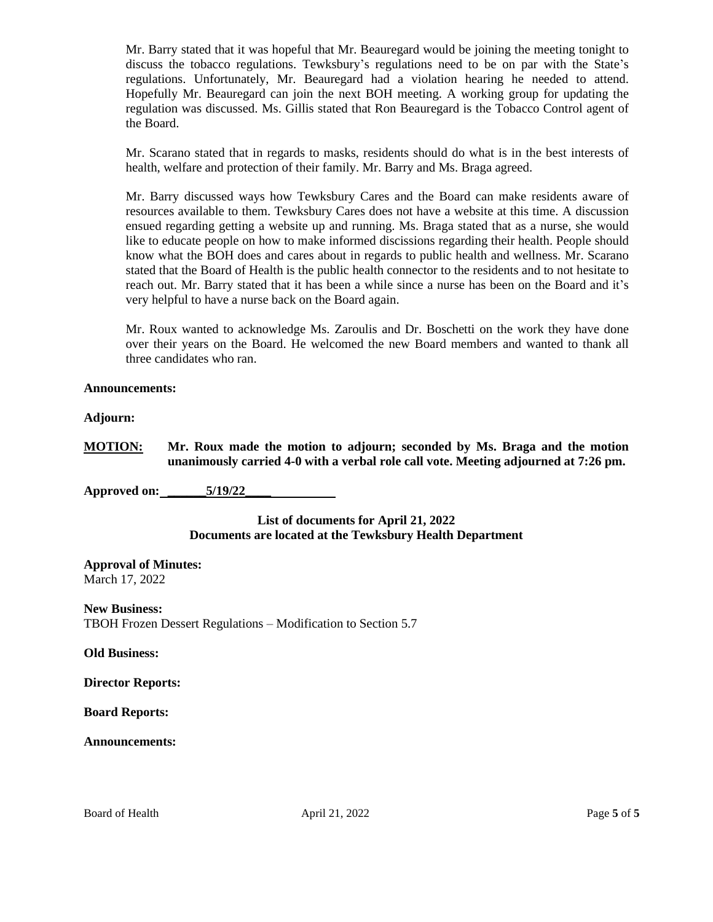Mr. Barry stated that it was hopeful that Mr. Beauregard would be joining the meeting tonight to discuss the tobacco regulations. Tewksbury's regulations need to be on par with the State's regulations. Unfortunately, Mr. Beauregard had a violation hearing he needed to attend. Hopefully Mr. Beauregard can join the next BOH meeting. A working group for updating the regulation was discussed. Ms. Gillis stated that Ron Beauregard is the Tobacco Control agent of the Board.

Mr. Scarano stated that in regards to masks, residents should do what is in the best interests of health, welfare and protection of their family. Mr. Barry and Ms. Braga agreed.

Mr. Barry discussed ways how Tewksbury Cares and the Board can make residents aware of resources available to them. Tewksbury Cares does not have a website at this time. A discussion ensued regarding getting a website up and running. Ms. Braga stated that as a nurse, she would like to educate people on how to make informed discissions regarding their health. People should know what the BOH does and cares about in regards to public health and wellness. Mr. Scarano stated that the Board of Health is the public health connector to the residents and to not hesitate to reach out. Mr. Barry stated that it has been a while since a nurse has been on the Board and it's very helpful to have a nurse back on the Board again.

Mr. Roux wanted to acknowledge Ms. Zaroulis and Dr. Boschetti on the work they have done over their years on the Board. He welcomed the new Board members and wanted to thank all three candidates who ran.

**Announcements:**

**Adjourn:**

**MOTION:** **Mr. Roux made the motion to adjourn; seconded by Ms. Braga and the motion unanimously carried 4-0 with a verbal role call vote. Meeting adjourned at 7:26 pm.**

**Approved on: ______5/19/22____**

**List of documents for April 21, 2022**
**Documents are located at the Tewksbury Health Department**

**Approval of Minutes:**
March 17, 2022

**New Business:**
TBOH Frozen Dessert Regulations – Modification to Section 5.7

**Old Business:**

**Director Reports:**

**Board Reports:**

**Announcements:**